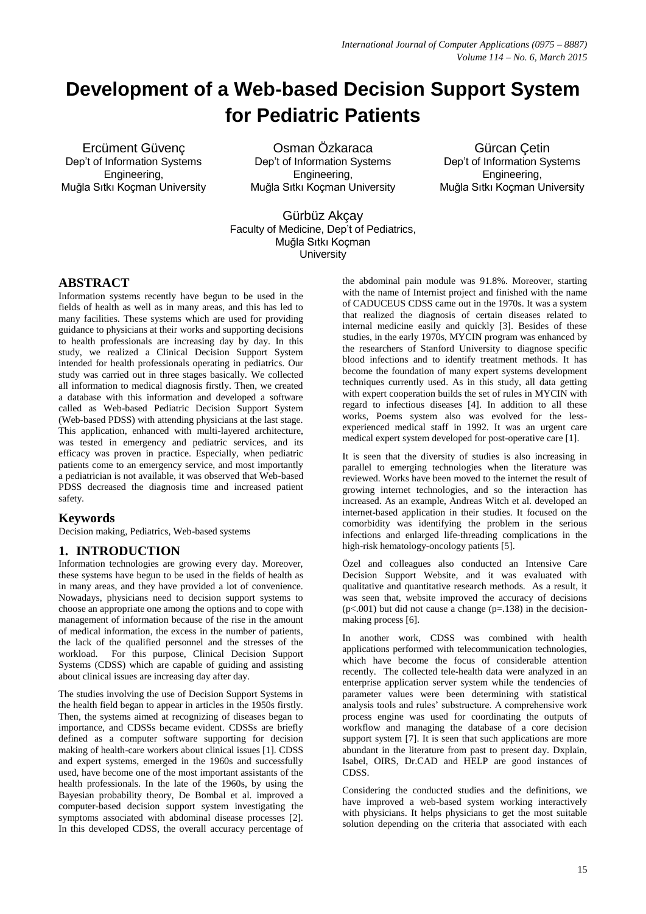# Development of a Web-based Decision Support System for Pediatric Patients

Ercüment Güvenç
Dep't of Information Systems Engineering,
Muğla Sıtkı Koçman University

Osman Özkaraca
Dep't of Information Systems Engineering,
Muğla Sıtkı Koçman University

Gürcan Çetin
Dep't of Information Systems Engineering,
Muğla Sıtkı Koçman University

Gürbüz Akçay
Faculty of Medicine, Dep't of Pediatrics,
Muğla Sıtkı Koçman University

## ABSTRACT

Information systems recently have begun to be used in the fields of health as well as in many areas, and this has led to many facilities. These systems which are used for providing guidance to physicians at their works and supporting decisions to health professionals are increasing day by day. In this study, we realized a Clinical Decision Support System intended for health professionals operating in pediatrics. Our study was carried out in three stages basically. We collected all information to medical diagnosis firstly. Then, we created a database with this information and developed a software called as Web-based Pediatric Decision Support System (Web-based PDSS) with attending physicians at the last stage. This application, enhanced with multi-layered architecture, was tested in emergency and pediatric services, and its efficacy was proven in practice. Especially, when pediatric patients come to an emergency service, and most importantly a pediatrician is not available, it was observed that Web-based PDSS decreased the diagnosis time and increased patient safety.

## Keywords

Decision making, Pediatrics, Web-based systems

## 1. INTRODUCTION

Information technologies are growing every day. Moreover, these systems have begun to be used in the fields of health as in many areas, and they have provided a lot of convenience. Nowadays, physicians need to decision support systems to choose an appropriate one among the options and to cope with management of information because of the rise in the amount of medical information, the excess in the number of patients, the lack of the qualified personnel and the stresses of the workload. For this purpose, Clinical Decision Support Systems (CDSS) which are capable of guiding and assisting about clinical issues are increasing day after day.

The studies involving the use of Decision Support Systems in the health field began to appear in articles in the 1950s firstly. Then, the systems aimed at recognizing of diseases began to importance, and CDSSs became evident. CDSSs are briefly defined as a computer software supporting for decision making of health-care workers about clinical issues [1]. CDSS and expert systems, emerged in the 1960s and successfully used, have become one of the most important assistants of the health professionals. In the late of the 1960s, by using the Bayesian probability theory, De Bombal et al. improved a computer-based decision support system investigating the symptoms associated with abdominal disease processes [2]. In this developed CDSS, the overall accuracy percentage of the abdominal pain module was 91.8%. Moreover, starting with the name of Internist project and finished with the name of CADUCEUS CDSS came out in the 1970s. It was a system that realized the diagnosis of certain diseases related to internal medicine easily and quickly [3]. Besides of these studies, in the early 1970s, MYCIN program was enhanced by the researchers of Stanford University to diagnose specific blood infections and to identify treatment methods. It has become the foundation of many expert systems development techniques currently used. As in this study, all data getting with expert cooperation builds the set of rules in MYCIN with regard to infectious diseases [4]. In addition to all these works, Poems system also was evolved for the less-experienced medical staff in 1992. It was an urgent care medical expert system developed for post-operative care [1].

It is seen that the diversity of studies is also increasing in parallel to emerging technologies when the literature was reviewed. Works have been moved to the internet the result of growing internet technologies, and so the interaction has increased. As an example, Andreas Witch et al. developed an internet-based application in their studies. It focused on the comorbidity was identifying the problem in the serious infections and enlarged life-threading complications in the high-risk hematology-oncology patients [5].

Özel and colleagues also conducted an Intensive Care Decision Support Website, and it was evaluated with qualitative and quantitative research methods. As a result, it was seen that, website improved the accuracy of decisions ($p<.001$) but did not cause a change ($p=.138$) in the decision-making process [6].

In another work, CDSS was combined with health applications performed with telecommunication technologies, which have become the focus of considerable attention recently. The collected tele-health data were analyzed in an enterprise application server system while the tendencies of parameter values were been determining with statistical analysis tools and rules' substructure. A comprehensive work process engine was used for coordinating the outputs of workflow and managing the database of a core decision support system [7]. It is seen that such applications are more abundant in the literature from past to present day. Dxplain, Isabel, OIRS, Dr.CAD and HELP are good instances of CDSS.

Considering the conducted studies and the definitions, we have improved a web-based system working interactively with physicians. It helps physicians to get the most suitable solution depending on the criteria that associated with each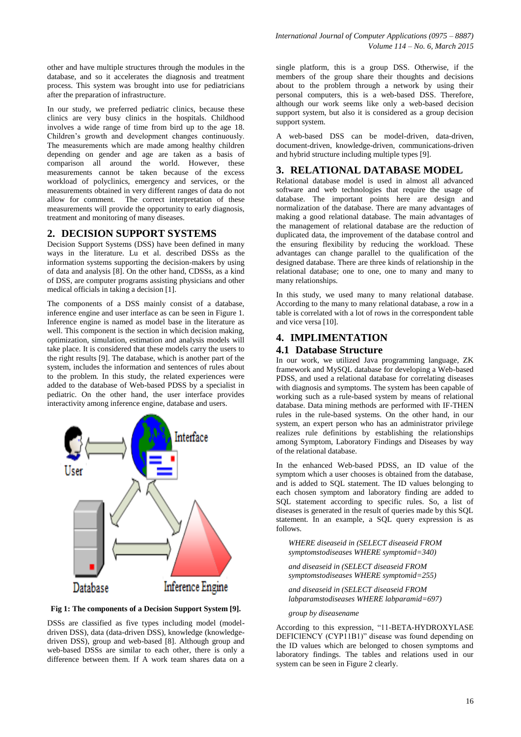other and have multiple structures through the modules in the database, and so it accelerates the diagnosis and treatment process. This system was brought into use for pediatricians after the preparation of infrastructure.

In our study, we preferred pediatric clinics, because these clinics are very busy clinics in the hospitals. Childhood involves a wide range of time from bird up to the age 18. Children's growth and development changes continuously. The measurements which are made among healthy children depending on gender and age are taken as a basis of comparison all around the world. However, these measurements cannot be taken because of the excess workload of polyclinics, emergency and services, or the measurements obtained in very different ranges of data do not allow for comment. The correct interpretation of these measurements will provide the opportunity to early diagnosis, treatment and monitoring of many diseases.

## 2. DECISION SUPPORT SYSTEMS

Decision Support Systems (DSS) have been defined in many ways in the literature. Lu et al. described DSSs as the information systems supporting the decision-makers by using of data and analysis [8]. On the other hand, CDSSs, as a kind of DSS, are computer programs assisting physicians and other medical officials in taking a decision [1].

The components of a DSS mainly consist of a database, inference engine and user interface as can be seen in Figure 1. Inference engine is named as model base in the literature as well. This component is the section in which decision making, optimization, simulation, estimation and analysis models will take place. It is considered that these models carry the users to the right results [9]. The database, which is another part of the system, includes the information and sentences of rules about to the problem. In this study, the related experiences were added to the database of Web-based PDSS by a specialist in pediatric. On the other hand, the user interface provides interactivity among inference engine, database and users.

**Fig 1: The components of a Decision Support System [9].**

DSSs are classified as five types including model (model-driven DSS), data (data-driven DSS), knowledge (knowledge-driven DSS), group and web-based [8]. Although group and web-based DSSs are similar to each other, there is only a difference between them. If A work team shares data on a single platform, this is a group DSS. Otherwise, if the members of the group share their thoughts and decisions about to the problem through a network by using their personal computers, this is a web-based DSS. Therefore, although our work seems like only a web-based decision support system, but also it is considered as a group decision support system.

A web-based DSS can be model-driven, data-driven, document-driven, knowledge-driven, communications-driven and hybrid structure including multiple types [9].

## 3. RELATIONAL DATABASE MODEL

Relational database model is used in almost all advanced software and web technologies that require the usage of database. The important points here are design and normalization of the database. There are many advantages of making a good relational database. The main advantages of the management of relational database are the reduction of duplicated data, the improvement of the database control and the ensuring flexibility by reducing the workload. These advantages can change parallel to the qualification of the designed database. There are three kinds of relationship in the relational database; one to one, one to many and many to many relationships.

In this study, we used many to many relational database. According to the many to many relational database, a row in a table is correlated with a lot of rows in the correspondent table and vice versa [10].

## 4. IMPLIMENTATION

### 4.1 Database Structure

In our work, we utilized Java programming language, ZK framework and MySQL database for developing a Web-based PDSS, and used a relational database for correlating diseases with diagnosis and symptoms. The system has been capable of working such as a rule-based system by means of relational database. Data mining methods are performed with IF-THEN rules in the rule-based systems. On the other hand, in our system, an expert person who has an administrator privilege realizes rule definitions by establishing the relationships among Symptom, Laboratory Findings and Diseases by way of the relational database.

In the enhanced Web-based PDSS, an ID value of the symptom which a user chooses is obtained from the database, and is added to SQL statement. The ID values belonging to each chosen symptom and laboratory finding are added to SQL statement according to specific rules. So, a list of diseases is generated in the result of queries made by this SQL statement. In an example, a SQL query expression is as follows.

*WHERE diseaseid in (SELECT diseaseid FROM symptomstodiseases WHERE symptomid=340)*

*and diseaseid in (SELECT diseaseid FROM symptomstodiseases WHERE symptomid=255)*

*and diseaseid in (SELECT diseaseid FROM labparamstodiseases WHERE labparamid=697)*

*group by diseasename*

According to this expression, "11-BETA-HYDROXYLASE DEFICIENCY (CYP11B1)" disease was found depending on the ID values which are belonged to chosen symptoms and laboratory findings. The tables and relations used in our system can be seen in Figure 2 clearly.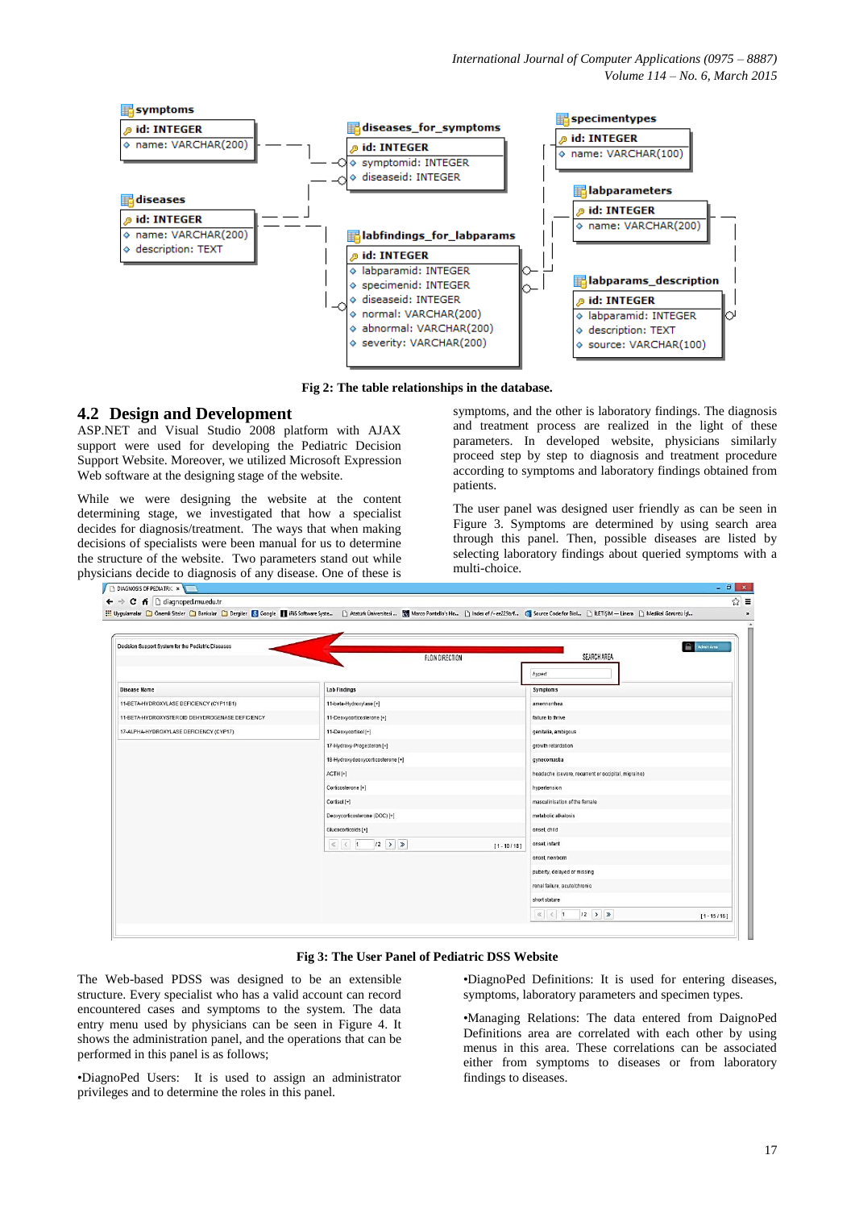Fig 2: The table relationships in the database.

## 4.2 Design and Development

ASP.NET and Visual Studio 2008 platform with AJAX support were used for developing the Pediatric Decision Support Website. Moreover, we utilized Microsoft Expression Web software at the designing stage of the website.

While we were designing the website at the content determining stage, we investigated that how a specialist decides for diagnosis/treatment. The ways that when making decisions of specialists were been manual for us to determine the structure of the website. Two parameters stand out while physicians decide to diagnosis of any disease. One of these is symptoms, and the other is laboratory findings. The diagnosis and treatment process are realized in the light of these parameters. In developed website, physicians similarly proceed step by step to diagnosis and treatment procedure according to symptoms and laboratory findings obtained from patients.

The user panel was designed user friendly as can be seen in Figure 3. Symptoms are determined by using search area through this panel. Then, possible diseases are listed by selecting laboratory findings about queried symptoms with a multi-choice.

Fig 3: The User Panel of Pediatric DSS Website

The Web-based PDSS was designed to be an extensible structure. Every specialist who has a valid account can record encountered cases and symptoms to the system. The data entry menu used by physicians can be seen in Figure 4. It shows the administration panel, and the operations that can be performed in this panel is as follows;

•DiagnoPed Users: It is used to assign an administrator privileges and to determine the roles in this panel.

•DiagnoPed Definitions: It is used for entering diseases, symptoms, laboratory parameters and specimen types.

•Managing Relations: The data entered from DaignoPed Definitions area are correlated with each other by using menus in this area. These correlations can be associated either from symptoms to diseases or from laboratory findings to diseases.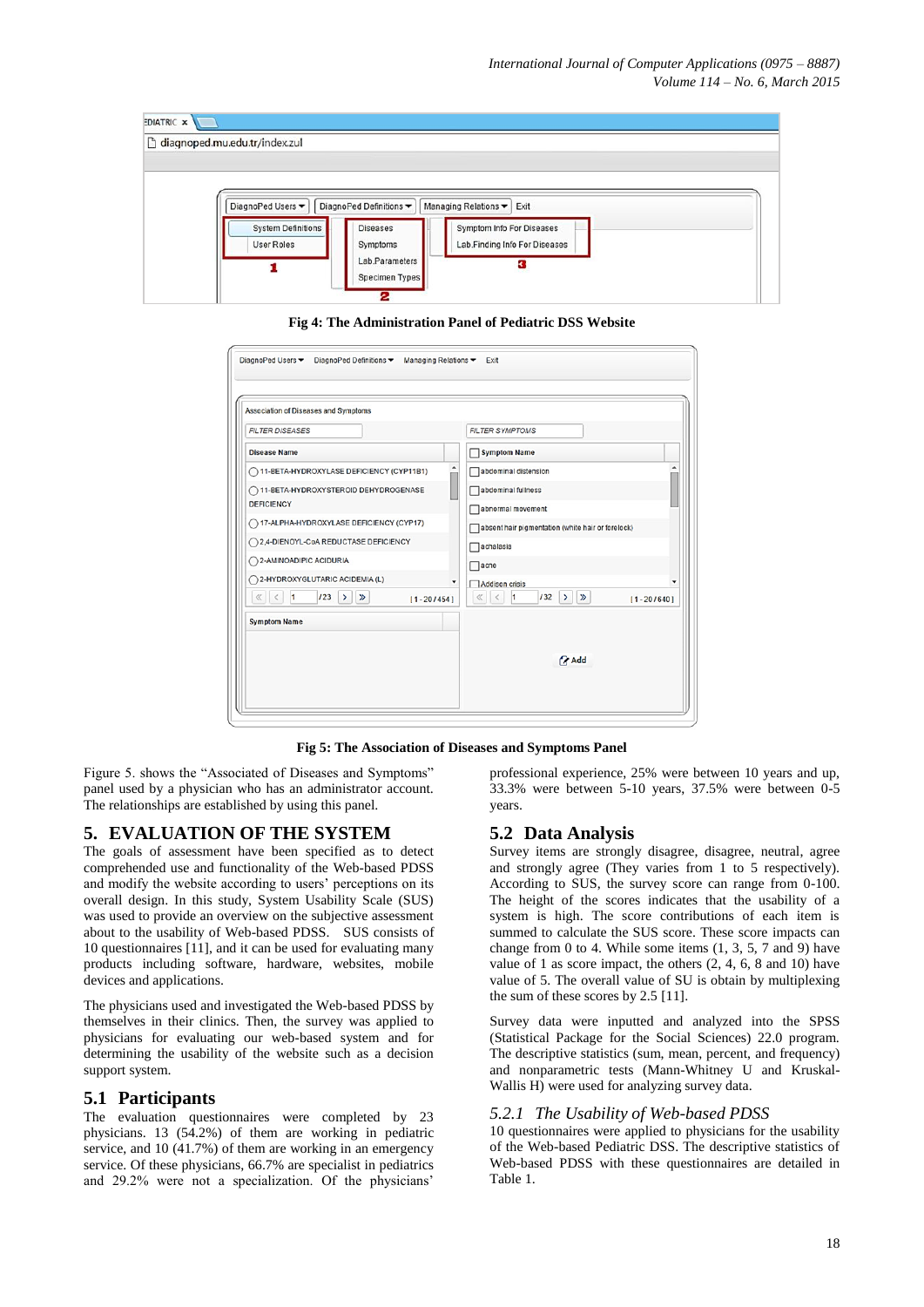Fig 4: The Administration Panel of Pediatric DSS Website

Fig 5: The Association of Diseases and Symptoms Panel

Figure 5. shows the "Associated of Diseases and Symptoms" panel used by a physician who has an administrator account. The relationships are established by using this panel.

## 5. EVALUATION OF THE SYSTEM

The goals of assessment have been specified as to detect comprehended use and functionality of the Web-based PDSS and modify the website according to users' perceptions on its overall design. In this study, System Usability Scale (SUS) was used to provide an overview on the subjective assessment about to the usability of Web-based PDSS. SUS consists of 10 questionnaires [11], and it can be used for evaluating many products including software, hardware, websites, mobile devices and applications.

The physicians used and investigated the Web-based PDSS by themselves in their clinics. Then, the survey was applied to physicians for evaluating our web-based system and for determining the usability of the website such as a decision support system.

### 5.1 Participants

The evaluation questionnaires were completed by 23 physicians. 13 (54.2%) of them are working in pediatric service, and 10 (41.7%) of them are working in an emergency service. Of these physicians, 66.7% are specialist in pediatrics and 29.2% were not a specialization. Of the physicians' professional experience, 25% were between 10 years and up, 33.3% were between 5-10 years, 37.5% were between 0-5 years.

### 5.2 Data Analysis

Survey items are strongly disagree, disagree, neutral, agree and strongly agree (They varies from 1 to 5 respectively). According to SUS, the survey score can range from 0-100. The height of the scores indicates that the usability of a system is high. The score contributions of each item is summed to calculate the SUS score. These score impacts can change from 0 to 4. While some items (1, 3, 5, 7 and 9) have value of 1 as score impact, the others (2, 4, 6, 8 and 10) have value of 5. The overall value of SU is obtain by multiplexing the sum of these scores by 2.5 [11].

Survey data were inputted and analyzed into the SPSS (Statistical Package for the Social Sciences) 22.0 program. The descriptive statistics (sum, mean, percent, and frequency) and nonparametric tests (Mann-Whitney U and Kruskal-Wallis H) were used for analyzing survey data.

#### *5.2.1 The Usability of Web-based PDSS*

10 questionnaires were applied to physicians for the usability of the Web-based Pediatric DSS. The descriptive statistics of Web-based PDSS with these questionnaires are detailed in Table 1.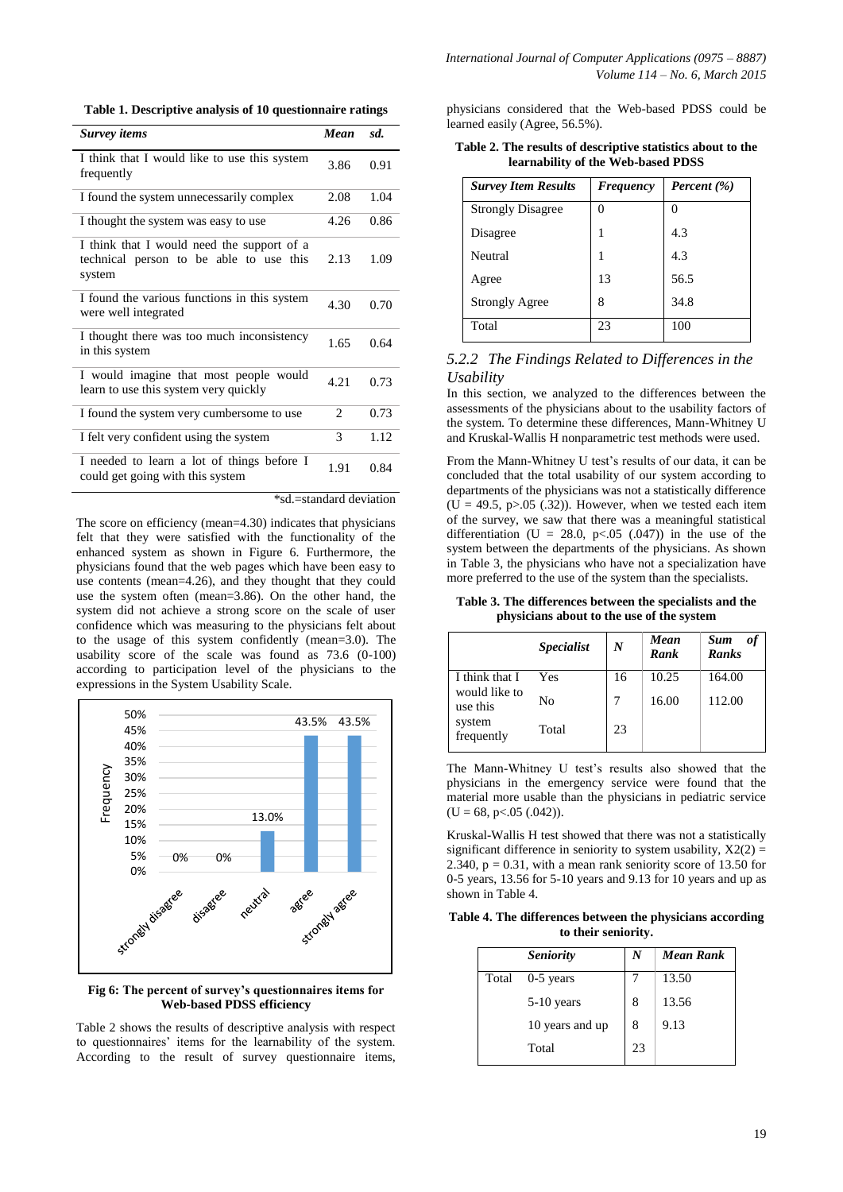**Table 1. Descriptive analysis of 10 questionnaire ratings**

| *Survey items* | *Mean* | *sd.* |
|---|---|---|
| I think that I would like to use this system frequently | 3.86 | 0.91 |
| I found the system unnecessarily complex | 2.08 | 1.04 |
| I thought the system was easy to use | 4.26 | 0.86 |
| I think that I would need the support of a technical person to be able to use this system | 2.13 | 1.09 |
| I found the various functions in this system were well integrated | 4.30 | 0.70 |
| I thought there was too much inconsistency in this system | 1.65 | 0.64 |
| I would imagine that most people would learn to use this system very quickly | 4.21 | 0.73 |
| I found the system very cumbersome to use | 2 | 0.73 |
| I felt very confident using the system | 3 | 1.12 |
| I needed to learn a lot of things before I could get going with this system | 1.91 | 0.84 |

*sd.=standard deviation

The score on efficiency (mean=4.30) indicates that physicians felt that they were satisfied with the functionality of the enhanced system as shown in Figure 6. Furthermore, the physicians found that the web pages which have been easy to use contents (mean=4.26), and they thought that they could use the system often (mean=3.86). On the other hand, the system did not achieve a strong score on the scale of user confidence which was measuring to the physicians felt about to the usage of this system confidently (mean=3.0). The usability score of the scale was found as 73.6 (0-100) according to participation level of the physicians to the expressions in the System Usability Scale.

**Fig 6: The percent of survey's questionnaires items for Web-based PDSS efficiency**

Table 2 shows the results of descriptive analysis with respect to questionnaires' items for the learnability of the system. According to the result of survey questionnaire items, physicians considered that the Web-based PDSS could be learned easily (Agree, 56.5%).

**Table 2. The results of descriptive statistics about to the learnability of the Web-based PDSS**

| *Survey Item Results* | *Frequency* | *Percent (%)* |
|---|---|---|
| Strongly Disagree | 0 | 0 |
| Disagree | 1 | 4.3 |
| Neutral | 1 | 4.3 |
| Agree | 13 | 56.5 |
| Strongly Agree | 8 | 34.8 |
| Total | 23 | 100 |

### *5.2.2 The Findings Related to Differences in the Usability*

In this section, we analyzed to the differences between the assessments of the physicians about to the usability factors of the system. To determine these differences, Mann-Whitney U and Kruskal-Wallis H nonparametric test methods were used.

From the Mann-Whitney U test's results of our data, it can be concluded that the total usability of our system according to departments of the physicians was not a statistically difference ($U = 49.5$, $p>.05$ (.32)). However, when we tested each item of the survey, we saw that there was a meaningful statistical differentiation ($U = 28.0$, $p<.05$ (.047)) in the use of the system between the departments of the physicians. As shown in Table 3, the physicians who have not a specialization have more preferred to the use of the system than the specialists.

**Table 3. The differences between the specialists and the physicians about to the use of the system**

| | *Specialist* | *N* | *Mean Rank* | *Sum of Ranks* |
|---|---|---|---|---|
| I think that I would like to use this system frequently | Yes | 16 | 10.25 | 164.00 |
| | No | 7 | 16.00 | 112.00 |
| | Total | 23 | | |

The Mann-Whitney U test's results also showed that the physicians in the emergency service were found that the material more usable than the physicians in pediatric service ($U = 68$, $p<.05$ (.042)).

Kruskal-Wallis H test showed that there was not a statistically significant difference in seniority to system usability, $X2(2) = 2.340$, $p = 0.31$, with a mean rank seniority score of 13.50 for 0-5 years, 13.56 for 5-10 years and 9.13 for 10 years and up as shown in Table 4.

**Table 4. The differences between the physicians according to their seniority.**

| | *Seniority* | *N* | *Mean Rank* |
|---|---|---|---|
| Total | 0-5 years | 7 | 13.50 |
| | 5-10 years | 8 | 13.56 |
| | 10 years and up | 8 | 9.13 |
| | Total | 23 | |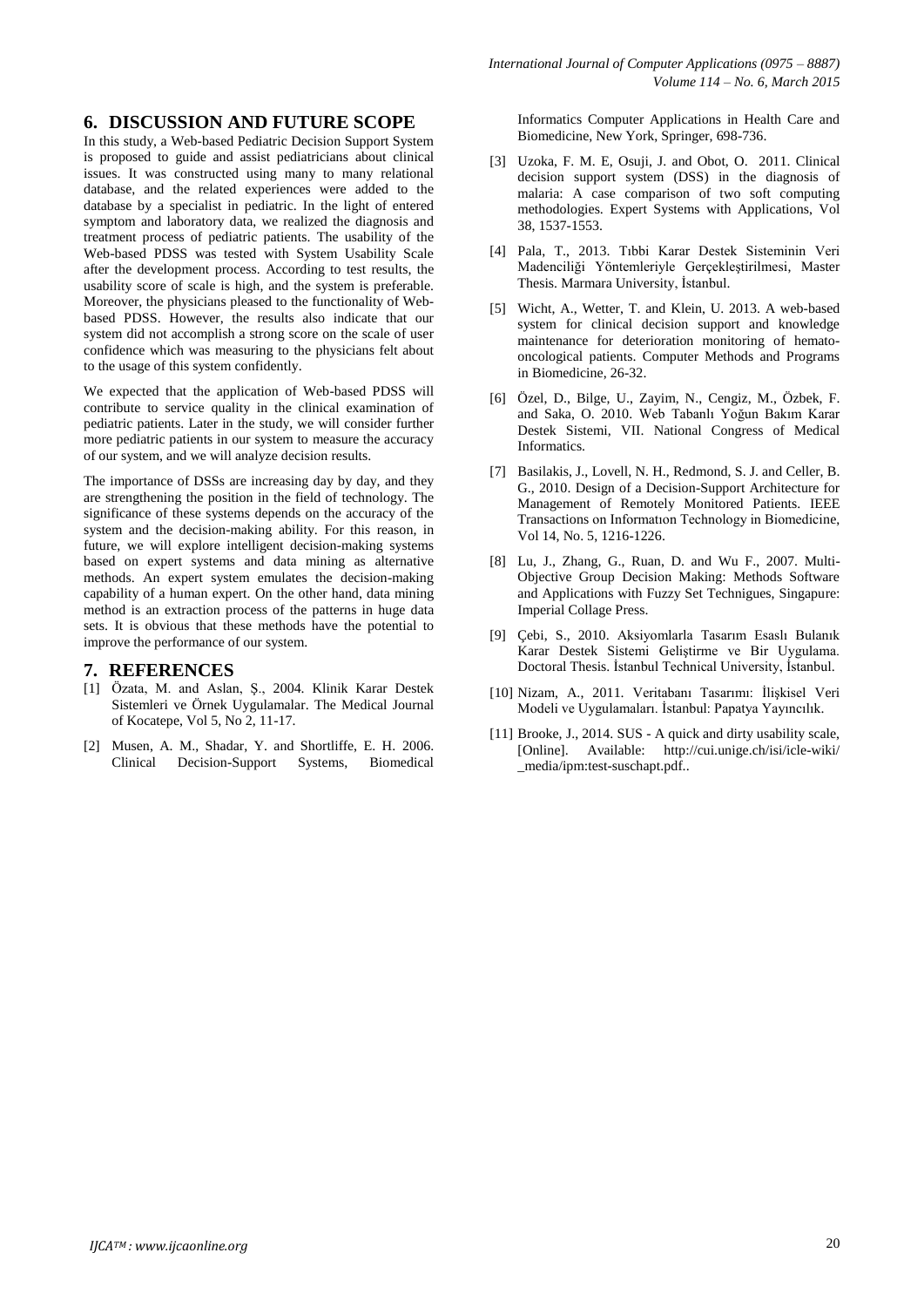## 6. DISCUSSION AND FUTURE SCOPE

In this study, a Web-based Pediatric Decision Support System is proposed to guide and assist pediatricians about clinical issues. It was constructed using many to many relational database, and the related experiences were added to the database by a specialist in pediatric. In the light of entered symptom and laboratory data, we realized the diagnosis and treatment process of pediatric patients. The usability of the Web-based PDSS was tested with System Usability Scale after the development process. According to test results, the usability score of scale is high, and the system is preferable. Moreover, the physicians pleased to the functionality of Web-based PDSS. However, the results also indicate that our system did not accomplish a strong score on the scale of user confidence which was measuring to the physicians felt about to the usage of this system confidently.

We expected that the application of Web-based PDSS will contribute to service quality in the clinical examination of pediatric patients. Later in the study, we will consider further more pediatric patients in our system to measure the accuracy of our system, and we will analyze decision results.

The importance of DSSs are increasing day by day, and they are strengthening the position in the field of technology. The significance of these systems depends on the accuracy of the system and the decision-making ability. For this reason, in future, we will explore intelligent decision-making systems based on expert systems and data mining as alternative methods. An expert system emulates the decision-making capability of a human expert. On the other hand, data mining method is an extraction process of the patterns in huge data sets. It is obvious that these methods have the potential to improve the performance of our system.

## 7. REFERENCES

[1] Özata, M. and Aslan, Ş., 2004. Klinik Karar Destek Sistemleri ve Örnek Uygulamalar. The Medical Journal of Kocatepe, Vol 5, No 2, 11-17.

[2] Musen, A. M., Shadar, Y. and Shortliffe, E. H. 2006. Clinical Decision-Support Systems, Biomedical Informatics Computer Applications in Health Care and Biomedicine, New York, Springer, 698-736.

[3] Uzoka, F. M. E, Osuji, J. and Obot, O. 2011. Clinical decision support system (DSS) in the diagnosis of malaria: A case comparison of two soft computing methodologies. Expert Systems with Applications, Vol 38, 1537-1553.

[4] Pala, T., 2013. Tıbbi Karar Destek Sisteminin Veri Madenciliği Yöntemleriyle Gerçekleştirilmesi, Master Thesis. Marmara University, İstanbul.

[5] Wicht, A., Wetter, T. and Klein, U. 2013. A web-based system for clinical decision support and knowledge maintenance for deterioration monitoring of hemato-oncological patients. Computer Methods and Programs in Biomedicine, 26-32.

[6] Özel, D., Bilge, U., Zayim, N., Cengiz, M., Özbek, F. and Saka, O. 2010. Web Tabanlı Yoğun Bakım Karar Destek Sistemi, VII. National Congress of Medical Informatics.

[7] Basilakis, J., Lovell, N. H., Redmond, S. J. and Celler, B. G., 2010. Design of a Decision-Support Architecture for Management of Remotely Monitored Patients. IEEE Transactions on Informatıon Technology in Biomedicine, Vol 14, No. 5, 1216-1226.

[8] Lu, J., Zhang, G., Ruan, D. and Wu F., 2007. Multi-Objective Group Decision Making: Methods Software and Applications with Fuzzy Set Technigues, Singapure: Imperial Collage Press.

[9] Çebi, S., 2010. Aksiyomlarla Tasarım Esaslı Bulanık Karar Destek Sistemi Geliştirme ve Bir Uygulama. Doctoral Thesis. İstanbul Technical University, İstanbul.

[10] Nizam, A., 2011. Veritabanı Tasarımı: İlişkisel Veri Modeli ve Uygulamaları. İstanbul: Papatya Yayıncılık.

[11] Brooke, J., 2014. SUS - A quick and dirty usability scale, [Online]. Available: http://cui.unige.ch/isi/icle-wiki/_media/ipm:test-suschapt.pdf..